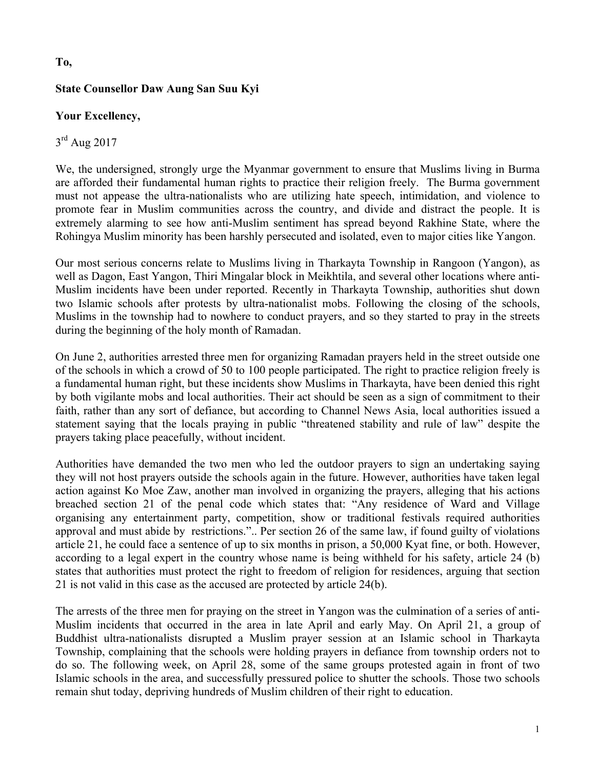**To,**

**State Counsellor Daw Aung San Suu Kyi**

**Your Excellency,**

3rd Aug 2017

We, the undersigned, strongly urge the Myanmar government to ensure that Muslims living in Burma are afforded their fundamental human rights to practice their religion freely. The Burma government must not appease the ultra-nationalists who are utilizing hate speech, intimidation, and violence to promote fear in Muslim communities across the country, and divide and distract the people. It is extremely alarming to see how anti-Muslim sentiment has spread beyond Rakhine State, where the Rohingya Muslim minority has been harshly persecuted and isolated, even to major cities like Yangon.

Our most serious concerns relate to Muslims living in Tharkayta Township in Rangoon (Yangon), as well as Dagon, East Yangon, Thiri Mingalar block in Meikhtila, and several other locations where anti-Muslim incidents have been under reported. Recently in Tharkayta Township, authorities shut down two Islamic schools after protests by ultra-nationalist mobs. Following the closing of the schools, Muslims in the township had to nowhere to conduct prayers, and so they started to pray in the streets during the beginning of the holy month of Ramadan.

On June 2, authorities arrested three men for organizing Ramadan prayers held in the street outside one of the schools in which a crowd of 50 to 100 people participated. The right to practice religion freely is a fundamental human right, but these incidents show Muslims in Tharkayta, have been denied this right by both vigilante mobs and local authorities. Their act should be seen as a sign of commitment to their faith, rather than any sort of defiance, but according to Channel News Asia, local authorities issued a statement saying that the locals praying in public "threatened stability and rule of law" despite the prayers taking place peacefully, without incident.

Authorities have demanded the two men who led the outdoor prayers to sign an undertaking saying they will not host prayers outside the schools again in the future. However, authorities have taken legal action against Ko Moe Zaw, another man involved in organizing the prayers, alleging that his actions breached section 21 of the penal code which states that: "Any residence of Ward and Village organising any entertainment party, competition, show or traditional festivals required authorities approval and must abide by restrictions.".. Per section 26 of the same law, if found guilty of violations article 21, he could face a sentence of up to six months in prison, a 50,000 Kyat fine, or both. However, according to a legal expert in the country whose name is being withheld for his safety, article 24 (b) states that authorities must protect the right to freedom of religion for residences, arguing that section 21 is not valid in this case as the accused are protected by article 24(b).

The arrests of the three men for praying on the street in Yangon was the culmination of a series of anti-Muslim incidents that occurred in the area in late April and early May. On April 21, a group of Buddhist ultra-nationalists disrupted a Muslim prayer session at an Islamic school in Tharkayta Township, complaining that the schools were holding prayers in defiance from township orders not to do so. The following week, on April 28, some of the same groups protested again in front of two Islamic schools in the area, and successfully pressured police to shutter the schools. Those two schools remain shut today, depriving hundreds of Muslim children of their right to education.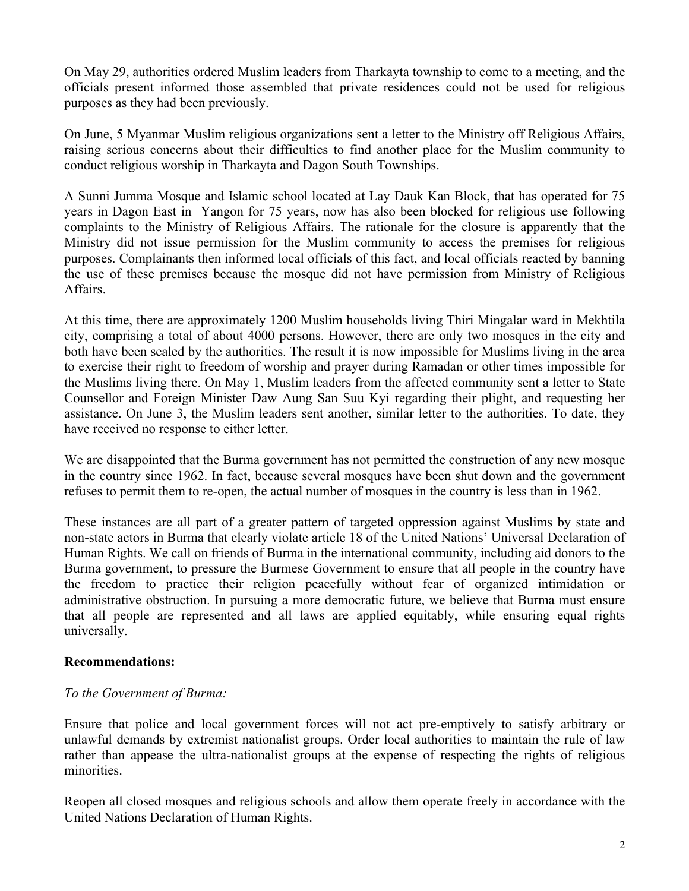On May 29, authorities ordered Muslim leaders from Tharkayta township to come to a meeting, and the officials present informed those assembled that private residences could not be used for religious purposes as they had been previously.

On June, 5 Myanmar Muslim religious organizations sent a letter to the Ministry off Religious Affairs, raising serious concerns about their difficulties to find another place for the Muslim community to conduct religious worship in Tharkayta and Dagon South Townships.

A Sunni Jumma Mosque and Islamic school located at Lay Dauk Kan Block, that has operated for 75 years in Dagon East in Yangon for 75 years, now has also been blocked for religious use following complaints to the Ministry of Religious Affairs. The rationale for the closure is apparently that the Ministry did not issue permission for the Muslim community to access the premises for religious purposes. Complainants then informed local officials of this fact, and local officials reacted by banning the use of these premises because the mosque did not have permission from Ministry of Religious Affairs.

At this time, there are approximately 1200 Muslim households living Thiri Mingalar ward in Mekhtila city, comprising a total of about 4000 persons. However, there are only two mosques in the city and both have been sealed by the authorities. The result it is now impossible for Muslims living in the area to exercise their right to freedom of worship and prayer during Ramadan or other times impossible for the Muslims living there. On May 1, Muslim leaders from the affected community sent a letter to State Counsellor and Foreign Minister Daw Aung San Suu Kyi regarding their plight, and requesting her assistance. On June 3, the Muslim leaders sent another, similar letter to the authorities. To date, they have received no response to either letter.

We are disappointed that the Burma government has not permitted the construction of any new mosque in the country since 1962. In fact, because several mosques have been shut down and the government refuses to permit them to re-open, the actual number of mosques in the country is less than in 1962.

These instances are all part of a greater pattern of targeted oppression against Muslims by state and non-state actors in Burma that clearly violate article 18 of the United Nations' Universal Declaration of Human Rights. We call on friends of Burma in the international community, including aid donors to the Burma government, to pressure the Burmese Government to ensure that all people in the country have the freedom to practice their religion peacefully without fear of organized intimidation or administrative obstruction. In pursuing a more democratic future, we believe that Burma must ensure that all people are represented and all laws are applied equitably, while ensuring equal rights universally.

**Recommendations:**

*To the Government of Burma:*

Ensure that police and local government forces will not act pre-emptively to satisfy arbitrary or unlawful demands by extremist nationalist groups. Order local authorities to maintain the rule of law rather than appease the ultra-nationalist groups at the expense of respecting the rights of religious minorities.

Reopen all closed mosques and religious schools and allow them operate freely in accordance with the United Nations Declaration of Human Rights.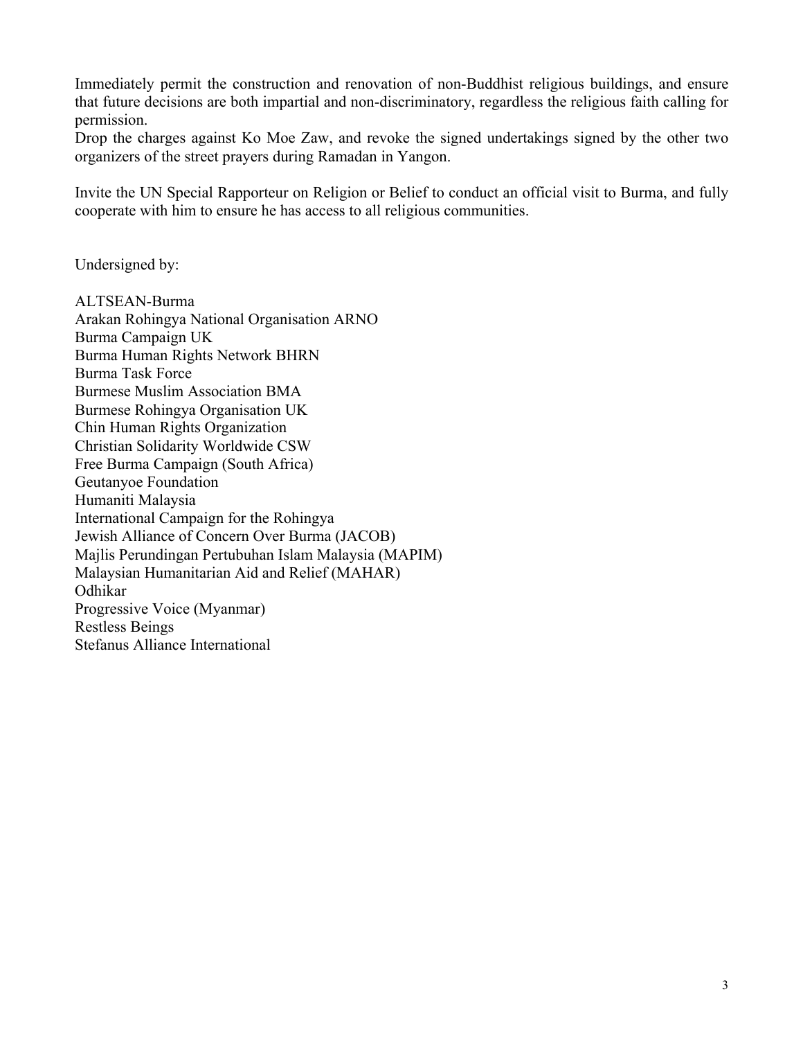Immediately permit the construction and renovation of non-Buddhist religious buildings, and ensure that future decisions are both impartial and non-discriminatory, regardless the religious faith calling for permission.
Drop the charges against Ko Moe Zaw, and revoke the signed undertakings signed by the other two organizers of the street prayers during Ramadan in Yangon.

Invite the UN Special Rapporteur on Religion or Belief to conduct an official visit to Burma, and fully cooperate with him to ensure he has access to all religious communities.

Undersigned by:

ALTSEAN-Burma
Arakan Rohingya National Organisation ARNO
Burma Campaign UK
Burma Human Rights Network BHRN
Burma Task Force
Burmese Muslim Association BMA
Burmese Rohingya Organisation UK
Chin Human Rights Organization
Christian Solidarity Worldwide CSW
Free Burma Campaign (South Africa)
Geutanyoe Foundation
Humaniti Malaysia
International Campaign for the Rohingya
Jewish Alliance of Concern Over Burma (JACOB)
Majlis Perundingan Pertubuhan Islam Malaysia (MAPIM)
Malaysian Humanitarian Aid and Relief (MAHAR)
Odhikar
Progressive Voice (Myanmar)
Restless Beings
Stefanus Alliance International